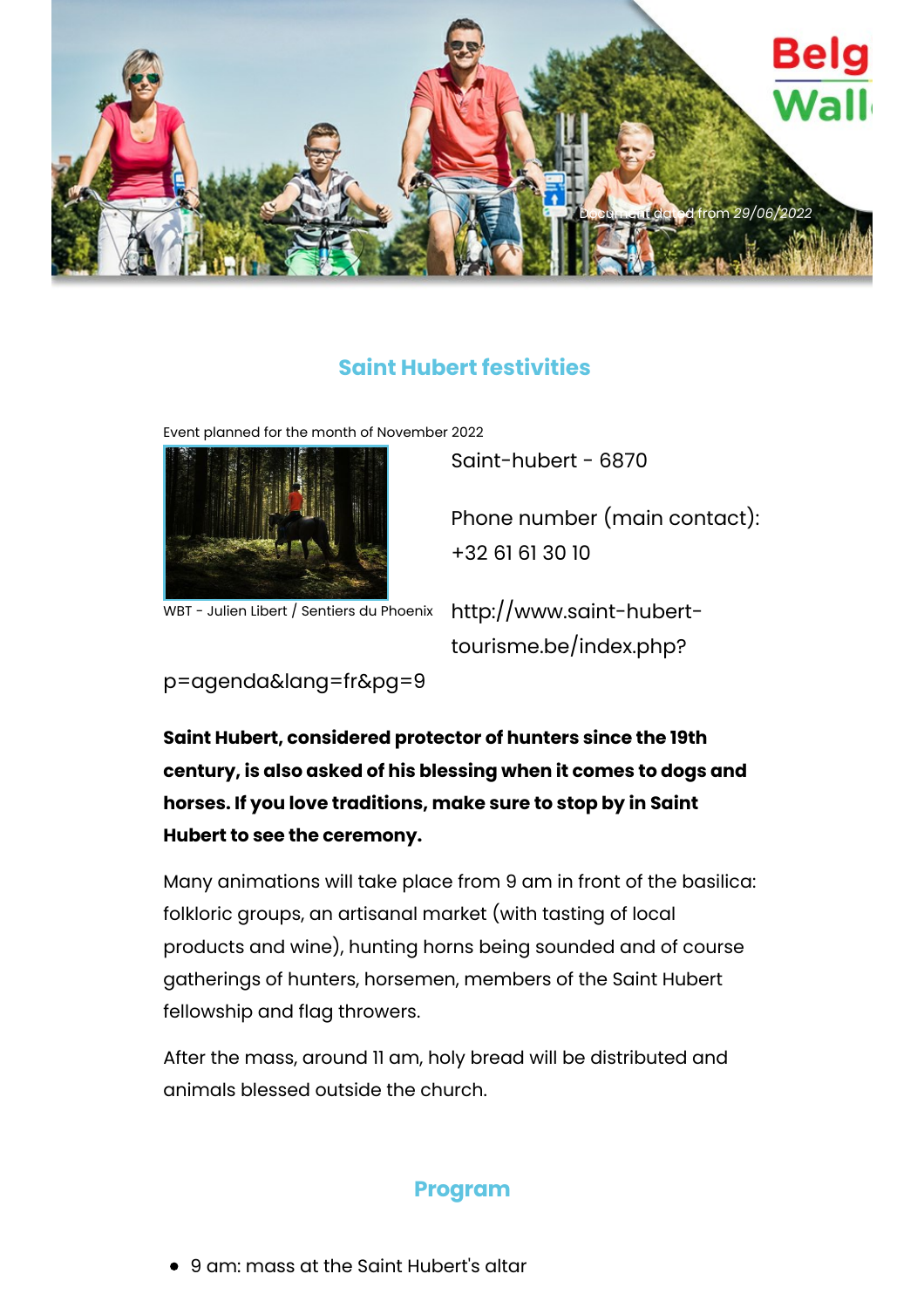Document dated from 29/06/2022

## Saint Hubert festivities

Event planned for the month of November 2022

WBT - Julien Libert / Sentiers du Phoenix

Saint-hubert - 6870

Phone number (main contact): +32 61 61 30 10

http://www.saint-hubert-tourisme.be/index.php?p=agenda&lang=fr&pg=9

**Saint Hubert, considered protector of hunters since the 19th century, is also asked of his blessing when it comes to dogs and horses. If you love traditions, make sure to stop by in Saint Hubert to see the ceremony.**

Many animations will take place from 9 am in front of the basilica: folkloric groups, an artisanal market (with tasting of local products and wine), hunting horns being sounded and of course gatherings of hunters, horsemen, members of the Saint Hubert fellowship and flag throwers.

After the mass, around 11 am, holy bread will be distributed and animals blessed outside the church.

## Program

- 9 am: mass at the Saint Hubert's altar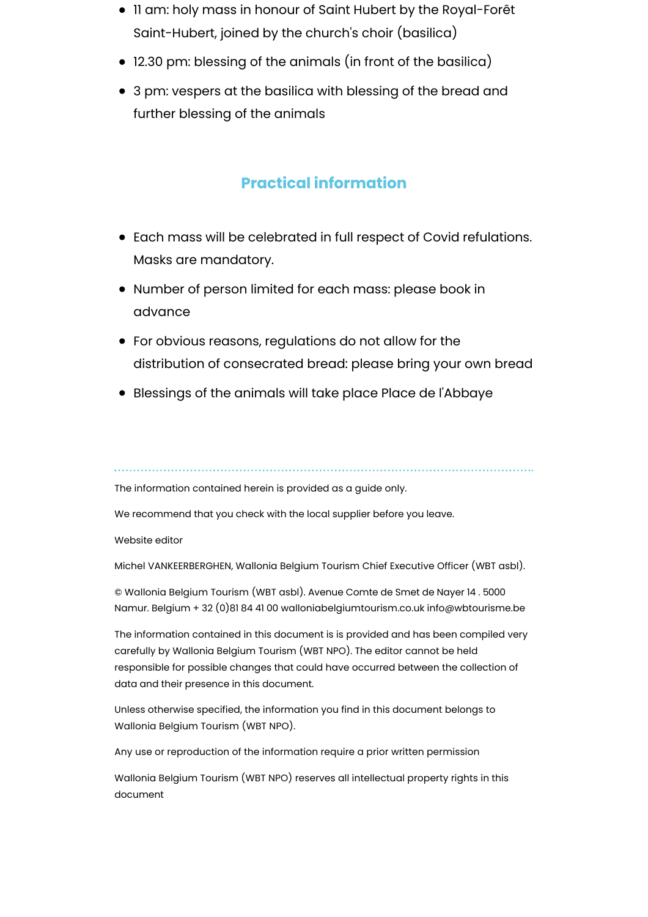- 11 am: holy mass in honour of Saint Hubert by the Royal-Forêt Saint-Hubert, joined by the church's choir (basilica)
- 12.30 pm: blessing of the animals (in front of the basilica)
- 3 pm: vespers at the basilica with blessing of the bread and further blessing of the animals

## Practical information

- Each mass will be celebrated in full respect of Covid refulations. Masks are mandatory.
- Number of person limited for each mass: please book in advance
- For obvious reasons, regulations do not allow for the distribution of consecrated bread: please bring your own bread
- Blessings of the animals will take place Place de l'Abbaye

---

The information contained herein is provided as a guide only.

We recommend that you check with the local supplier before you leave.

Website editor

Michel VANKEERBERGHEN, Wallonia Belgium Tourism Chief Executive Officer (WBT asbl).

© Wallonia Belgium Tourism (WBT asbl). Avenue Comte de Smet de Nayer 14 . 5000 Namur. Belgium + 32 (0)81 84 41 00 walloniabelgiumtourism.co.uk info@wbtourisme.be

The information contained in this document is is provided and has been compiled very carefully by Wallonia Belgium Tourism (WBT NPO). The editor cannot be held responsible for possible changes that could have occurred between the collection of data and their presence in this document.

Unless otherwise specified, the information you find in this document belongs to Wallonia Belgium Tourism (WBT NPO).

Any use or reproduction of the information require a prior written permission

Wallonia Belgium Tourism (WBT NPO) reserves all intellectual property rights in this document